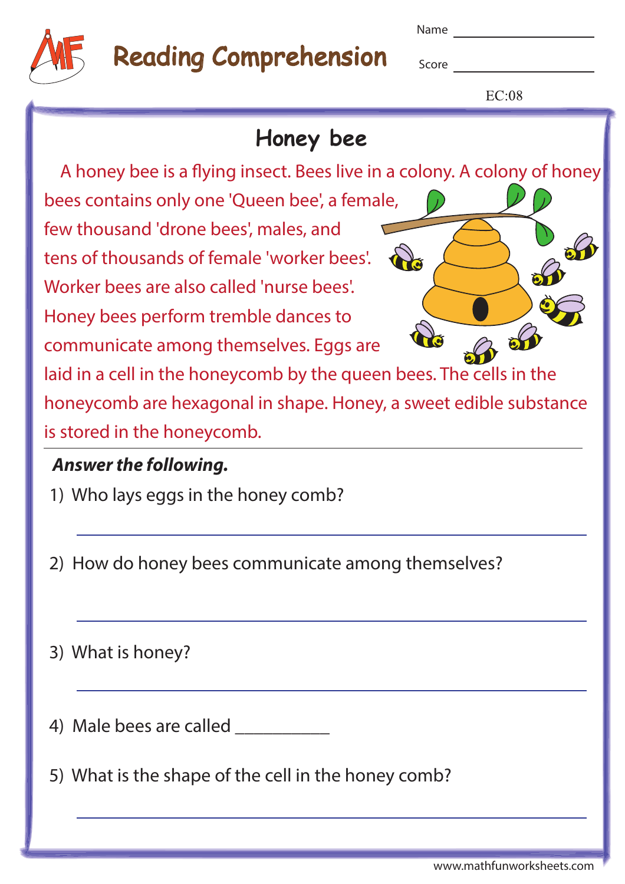# Reading Comprehension

Name ____________________

Score ____________________

EC:08

## Honey bee

A honey bee is a flying insect. Bees live in a colony. A colony of honey bees contains only one 'Queen bee', a female, few thousand 'drone bees', males, and tens of thousands of female 'worker bees'. Worker bees are also called 'nurse bees'. Honey bees perform tremble dances to communicate among themselves. Eggs are laid in a cell in the honeycomb by the queen bees. The cells in the honeycomb are hexagonal in shape. Honey, a sweet edible substance is stored in the honeycomb.

***Answer the following.***

1) Who lays eggs in the honey comb?

______________________________________________

2) How do honey bees communicate among themselves?

______________________________________________

3) What is honey?

______________________________________________

4) Male bees are called __________

5) What is the shape of the cell in the honey comb?

______________________________________________

www.mathfunworksheets.com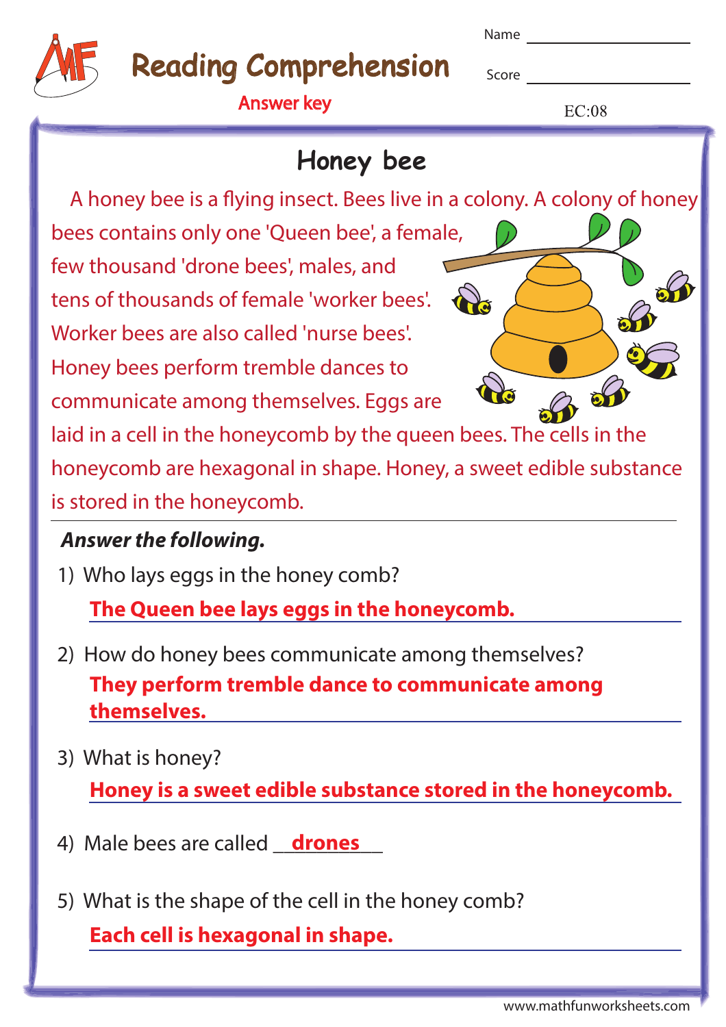# Reading Comprehension

Answer key

Name ______________

Score ______________

EC:08

## Honey bee

A honey bee is a flying insect. Bees live in a colony. A colony of honey bees contains only one 'Queen bee', a female, few thousand 'drone bees', males, and tens of thousands of female 'worker bees'. Worker bees are also called 'nurse bees'. Honey bees perform tremble dances to communicate among themselves. Eggs are laid in a cell in the honeycomb by the queen bees. The cells in the honeycomb are hexagonal in shape. Honey, a sweet edible substance is stored in the honeycomb.

***Answer the following.***

1) Who lays eggs in the honey comb?

   **The Queen bee lays eggs in the honeycomb.**

2) How do honey bees communicate among themselves?

   **They perform tremble dance to communicate among themselves.**

3) What is honey?

   **Honey is a sweet edible substance stored in the honeycomb.**

4) Male bees are called **drones**

5) What is the shape of the cell in the honey comb?

   **Each cell is hexagonal in shape.**